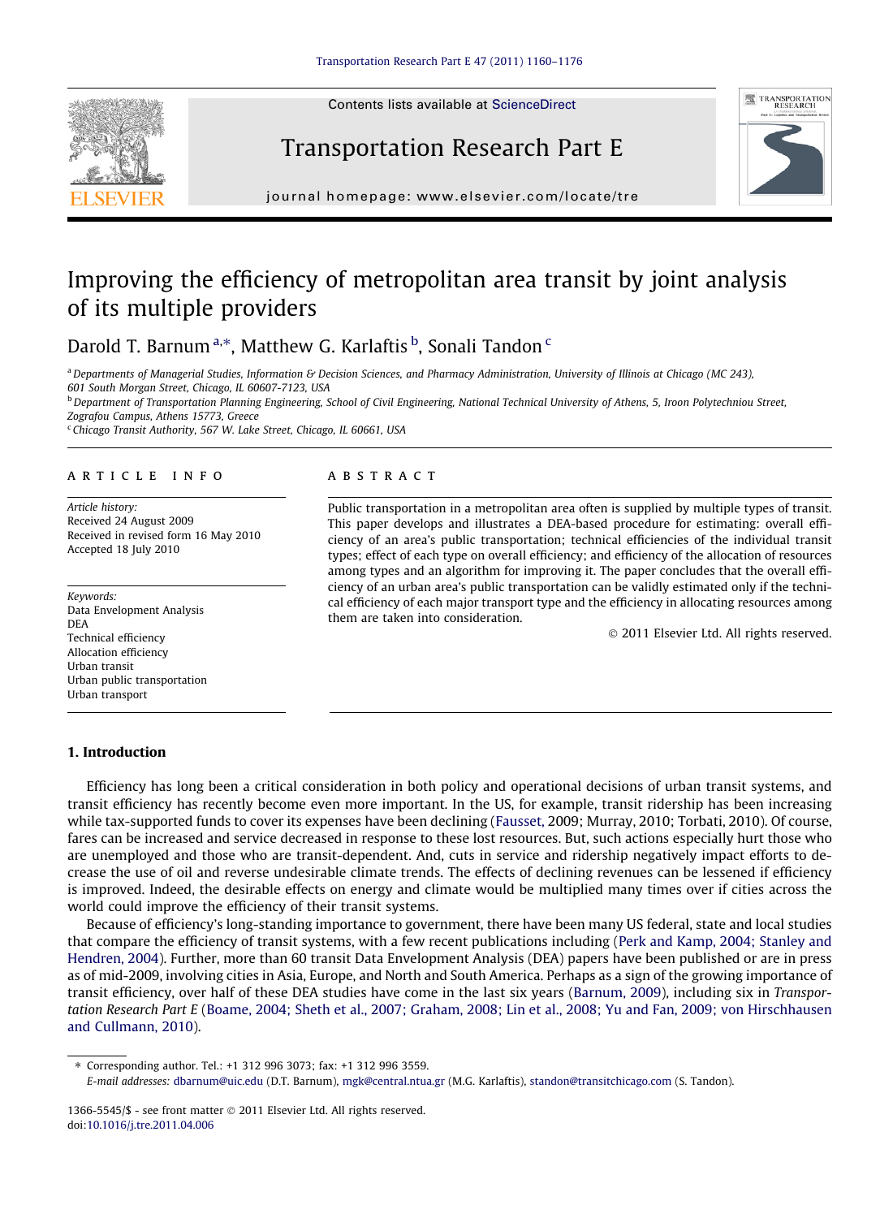Contents lists available at ScienceDirect

# Transportation Research Part E

journal homepage: www.elsevier.com/locate/tre

# Improving the efficiency of metropolitan area transit by joint analysis of its multiple providers

Darold T. Barnum [a,*], Matthew G. Karlaftis [b], Sonali Tandon [c]

[a] Departments of Managerial Studies, Information & Decision Sciences, and Pharmacy Administration, University of Illinois at Chicago (MC 243), 601 South Morgan Street, Chicago, IL 60607-7123, USA

[b] Department of Transportation Planning Engineering, School of Civil Engineering, National Technical University of Athens, 5, Iroon Polytechniou Street, Zografou Campus, Athens 15773, Greece

[c] Chicago Transit Authority, 567 W. Lake Street, Chicago, IL 60661, USA

**ARTICLE INFO**

*Article history:*
Received 24 August 2009
Received in revised form 16 May 2010
Accepted 18 July 2010

*Keywords:*
Data Envelopment Analysis
DEA
Technical efficiency
Allocation efficiency
Urban transit
Urban public transportation
Urban transport

**ABSTRACT**

Public transportation in a metropolitan area often is supplied by multiple types of transit. This paper develops and illustrates a DEA-based procedure for estimating: overall efficiency of an area's public transportation; technical efficiencies of the individual transit types; effect of each type on overall efficiency; and efficiency of the allocation of resources among types and an algorithm for improving it. The paper concludes that the overall efficiency of an urban area's public transportation can be validly estimated only if the technical efficiency of each major transport type and the efficiency in allocating resources among them are taken into consideration.

© 2011 Elsevier Ltd. All rights reserved.

## 1. Introduction

Efficiency has long been a critical consideration in both policy and operational decisions of urban transit systems, and transit efficiency has recently become even more important. In the US, for example, transit ridership has been increasing while tax-supported funds to cover its expenses have been declining (Fausset, 2009; Murray, 2010; Torbati, 2010). Of course, fares can be increased and service decreased in response to these lost resources. But, such actions especially hurt those who are unemployed and those who are transit-dependent. And, cuts in service and ridership negatively impact efforts to decrease the use of oil and reverse undesirable climate trends. The effects of declining revenues can be lessened if efficiency is improved. Indeed, the desirable effects on energy and climate would be multiplied many times over if cities across the world could improve the efficiency of their transit systems.

Because of efficiency's long-standing importance to government, there have been many US federal, state and local studies that compare the efficiency of transit systems, with a few recent publications including (Perk and Kamp, 2004; Stanley and Hendren, 2004). Further, more than 60 transit Data Envelopment Analysis (DEA) papers have been published or are in press as of mid-2009, involving cities in Asia, Europe, and North and South America. Perhaps as a sign of the growing importance of transit efficiency, over half of these DEA studies have come in the last six years (Barnum, 2009), including six in *Transportation Research Part E* (Boame, 2004; Sheth et al., 2007; Graham, 2008; Lin et al., 2008; Yu and Fan, 2009; von Hirschhausen and Cullmann, 2010).

* Corresponding author. Tel.: +1 312 996 3073; fax: +1 312 996 3559.
*E-mail addresses:* dbarnum@uic.edu (D.T. Barnum), mgk@central.ntua.gr (M.G. Karlaftis), standon@transitchicago.com (S. Tandon).

1366-5545/$ - see front matter © 2011 Elsevier Ltd. All rights reserved.
doi:10.1016/j.tre.2011.04.006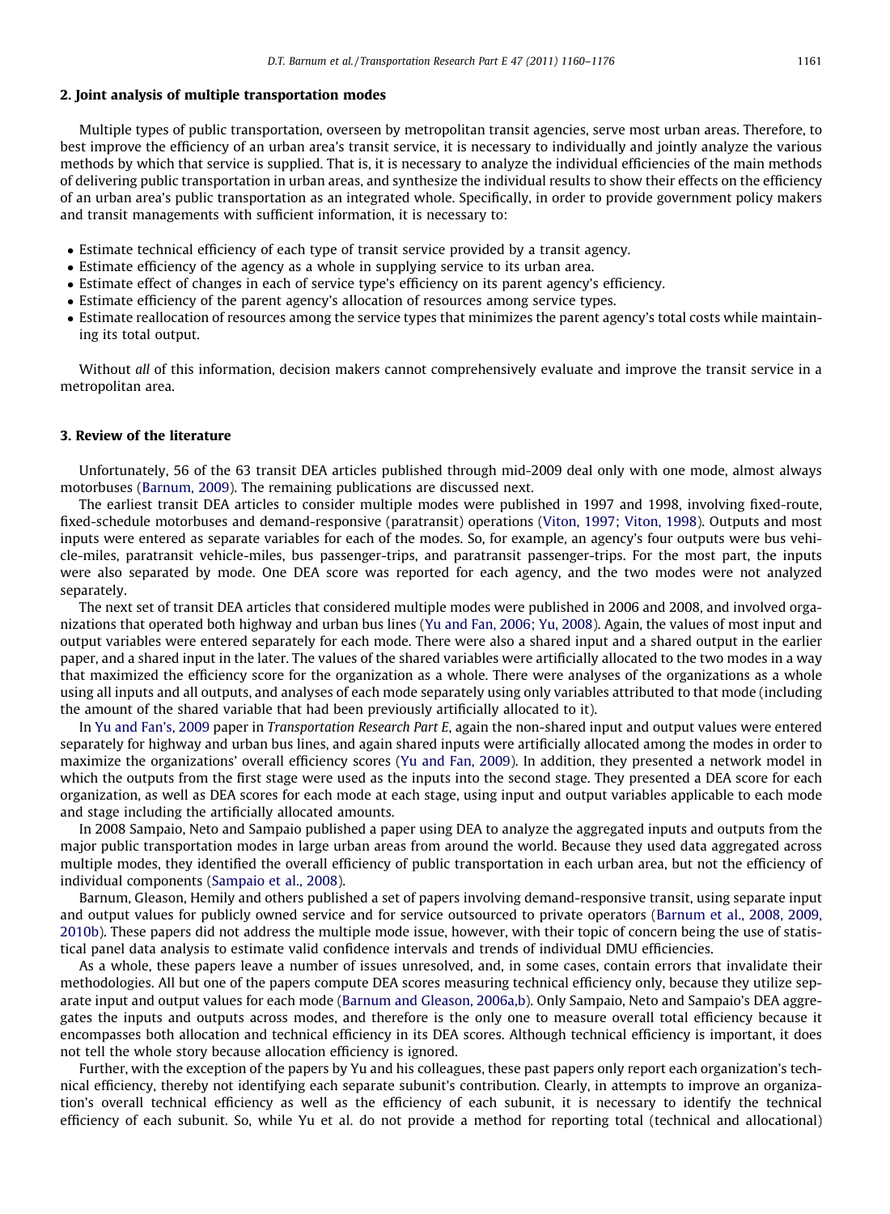## 2. Joint analysis of multiple transportation modes

Multiple types of public transportation, overseen by metropolitan transit agencies, serve most urban areas. Therefore, to best improve the efficiency of an urban area's transit service, it is necessary to individually and jointly analyze the various methods by which that service is supplied. That is, it is necessary to analyze the individual efficiencies of the main methods of delivering public transportation in urban areas, and synthesize the individual results to show their effects on the efficiency of an urban area's public transportation as an integrated whole. Specifically, in order to provide government policy makers and transit managements with sufficient information, it is necessary to:

- Estimate technical efficiency of each type of transit service provided by a transit agency.
- Estimate efficiency of the agency as a whole in supplying service to its urban area.
- Estimate effect of changes in each of service type's efficiency on its parent agency's efficiency.
- Estimate efficiency of the parent agency's allocation of resources among service types.
- Estimate reallocation of resources among the service types that minimizes the parent agency's total costs while maintaining its total output.

Without *all* of this information, decision makers cannot comprehensively evaluate and improve the transit service in a metropolitan area.

## 3. Review of the literature

Unfortunately, 56 of the 63 transit DEA articles published through mid-2009 deal only with one mode, almost always motorbuses (Barnum, 2009). The remaining publications are discussed next.

The earliest transit DEA articles to consider multiple modes were published in 1997 and 1998, involving fixed-route, fixed-schedule motorbuses and demand-responsive (paratransit) operations (Viton, 1997; Viton, 1998). Outputs and most inputs were entered as separate variables for each of the modes. So, for example, an agency's four outputs were bus vehicle-miles, paratransit vehicle-miles, bus passenger-trips, and paratransit passenger-trips. For the most part, the inputs were also separated by mode. One DEA score was reported for each agency, and the two modes were not analyzed separately.

The next set of transit DEA articles that considered multiple modes were published in 2006 and 2008, and involved organizations that operated both highway and urban bus lines (Yu and Fan, 2006; Yu, 2008). Again, the values of most input and output variables were entered separately for each mode. There were also a shared input and a shared output in the earlier paper, and a shared input in the later. The values of the shared variables were artificially allocated to the two modes in a way that maximized the efficiency score for the organization as a whole. There were analyses of the organizations as a whole using all inputs and all outputs, and analyses of each mode separately using only variables attributed to that mode (including the amount of the shared variable that had been previously artificially allocated to it).

In Yu and Fan's, 2009 paper in *Transportation Research Part E*, again the non-shared input and output values were entered separately for highway and urban bus lines, and again shared inputs were artificially allocated among the modes in order to maximize the organizations' overall efficiency scores (Yu and Fan, 2009). In addition, they presented a network model in which the outputs from the first stage were used as the inputs into the second stage. They presented a DEA score for each organization, as well as DEA scores for each mode at each stage, using input and output variables applicable to each mode and stage including the artificially allocated amounts.

In 2008 Sampaio, Neto and Sampaio published a paper using DEA to analyze the aggregated inputs and outputs from the major public transportation modes in large urban areas from around the world. Because they used data aggregated across multiple modes, they identified the overall efficiency of public transportation in each urban area, but not the efficiency of individual components (Sampaio et al., 2008).

Barnum, Gleason, Hemily and others published a set of papers involving demand-responsive transit, using separate input and output values for publicly owned service and for service outsourced to private operators (Barnum et al., 2008, 2009, 2010b). These papers did not address the multiple mode issue, however, with their topic of concern being the use of statistical panel data analysis to estimate valid confidence intervals and trends of individual DMU efficiencies.

As a whole, these papers leave a number of issues unresolved, and, in some cases, contain errors that invalidate their methodologies. All but one of the papers compute DEA scores measuring technical efficiency only, because they utilize separate input and output values for each mode (Barnum and Gleason, 2006a,b). Only Sampaio, Neto and Sampaio's DEA aggregates the inputs and outputs across modes, and therefore is the only one to measure overall total efficiency because it encompasses both allocation and technical efficiency in its DEA scores. Although technical efficiency is important, it does not tell the whole story because allocation efficiency is ignored.

Further, with the exception of the papers by Yu and his colleagues, these past papers only report each organization's technical efficiency, thereby not identifying each separate subunit's contribution. Clearly, in attempts to improve an organization's overall technical efficiency as well as the efficiency of each subunit, it is necessary to identify the technical efficiency of each subunit. So, while Yu et al. do not provide a method for reporting total (technical and allocational)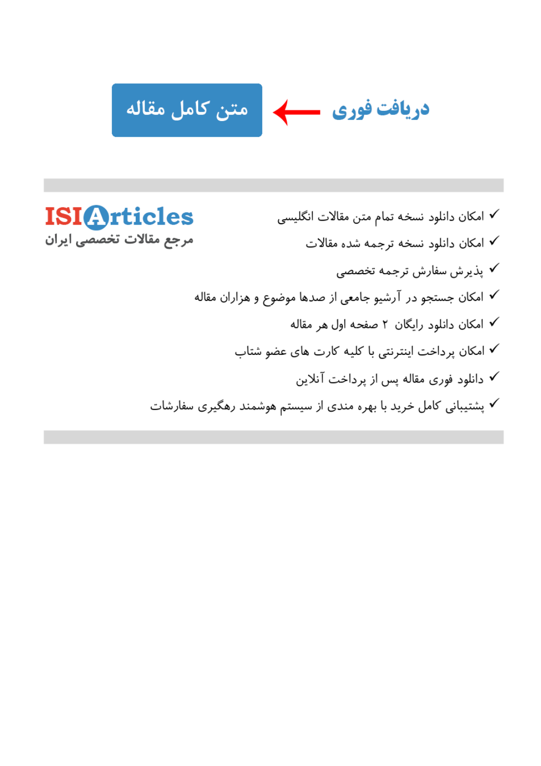دریافت فوری ← متن کامل مقاله

ISIArticles
مرجع مقالات تخصصی ایران

- ✓ امکان دانلود نسخه تمام متن مقالات انگلیسی
- ✓ امکان دانلود نسخه ترجمه شده مقالات
- ✓ پذیرش سفارش ترجمه تخصصی
- ✓ امکان جستجو در آرشیو جامعی از صدها موضوع و هزاران مقاله
- ✓ امکان دانلود رایگان ۲ صفحه اول هر مقاله
- ✓ امکان پرداخت اینترنتی با کلیه کارت های عضو شتاب
- ✓ دانلود فوری مقاله پس از پرداخت آنلاین
- ✓ پشتیبانی کامل خرید با بهره مندی از سیستم هوشمند رهگیری سفارشات